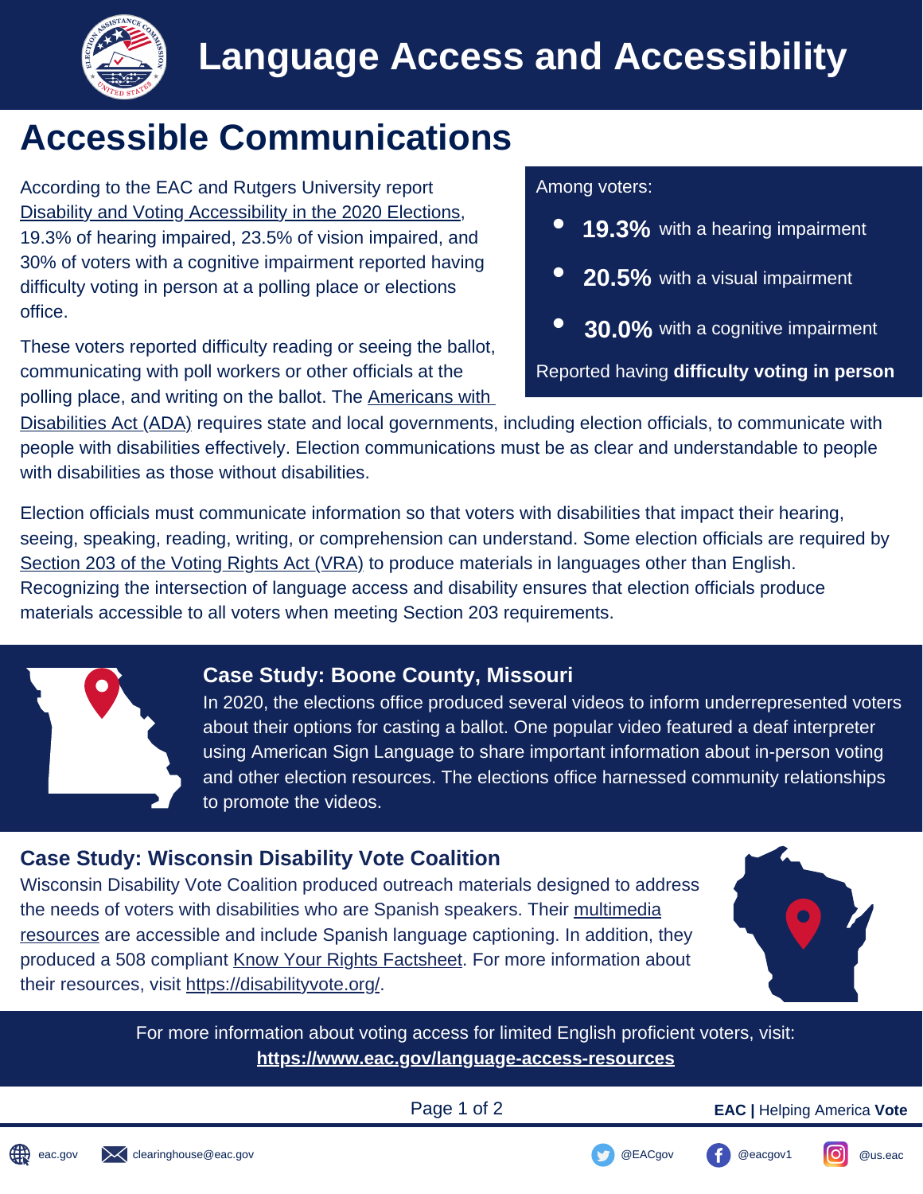# Language Access and Accessibility

## Accessible Communications

According to the EAC and Rutgers University report Disability and Voting Accessibility in the 2020 Elections, 19.3% of hearing impaired, 23.5% of vision impaired, and 30% of voters with a cognitive impairment reported having difficulty voting in person at a polling place or elections office.

Among voters:

- **19.3%** with a hearing impairment
- **20.5%** with a visual impairment
- **30.0%** with a cognitive impairment

Reported having **difficulty voting in person**

These voters reported difficulty reading or seeing the ballot, communicating with poll workers or other officials at the polling place, and writing on the ballot. The Americans with Disabilities Act (ADA) requires state and local governments, including election officials, to communicate with people with disabilities effectively. Election communications must be as clear and understandable to people with disabilities as those without disabilities.

Election officials must communicate information so that voters with disabilities that impact their hearing, seeing, speaking, reading, writing, or comprehension can understand. Some election officials are required by Section 203 of the Voting Rights Act (VRA) to produce materials in languages other than English. Recognizing the intersection of language access and disability ensures that election officials produce materials accessible to all voters when meeting Section 203 requirements.

### Case Study: Boone County, Missouri

In 2020, the elections office produced several videos to inform underrepresented voters about their options for casting a ballot. One popular video featured a deaf interpreter using American Sign Language to share important information about in-person voting and other election resources. The elections office harnessed community relationships to promote the videos.

### Case Study: Wisconsin Disability Vote Coalition

Wisconsin Disability Vote Coalition produced outreach materials designed to address the needs of voters with disabilities who are Spanish speakers. Their multimedia resources are accessible and include Spanish language captioning. In addition, they produced a 508 compliant Know Your Rights Factsheet. For more information about their resources, visit https://disabilityvote.org/.

For more information about voting access for limited English proficient voters, visit: **https://www.eac.gov/language-access-resources**

**EAC |** Helping America **Vote**

eac.gov | clearinghouse@eac.gov | @EACgov | @eacgov1 | @us.eac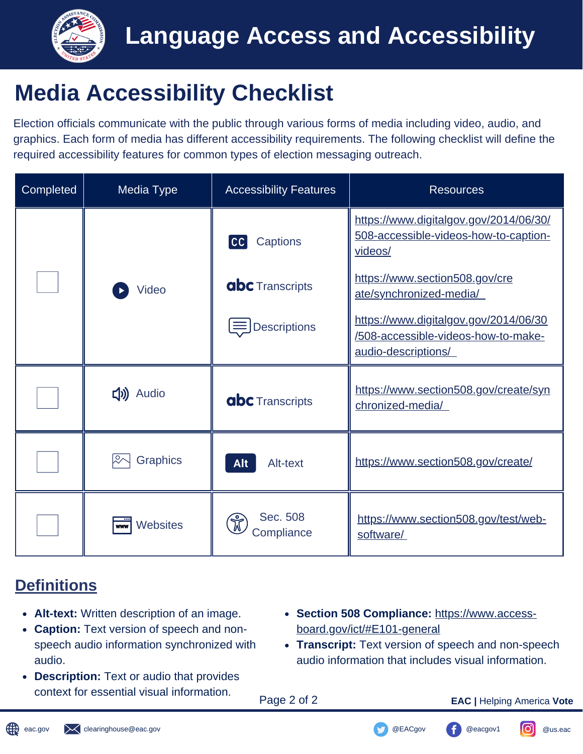# Language Access and Accessibility

## Media Accessibility Checklist

Election officials communicate with the public through various forms of media including video, audio, and graphics. Each form of media has different accessibility requirements. The following checklist will define the required accessibility features for common types of election messaging outreach.

| Completed | Media Type | Accessibility Features | Resources |
|---|---|---|---|
| ☐ | Video | CC Captions<br>abc Transcripts<br>Descriptions | https://www.digitalgov.gov/2014/06/30/508-accessible-videos-how-to-caption-videos/<br>https://www.section508.gov/create/synchronized-media/<br>https://www.digitalgov.gov/2014/06/30/508-accessible-videos-how-to-make-audio-descriptions/ |
| ☐ | Audio | abc Transcripts | https://www.section508.gov/create/synchronized-media/ |
| ☐ | Graphics | Alt Alt-text | https://www.section508.gov/create/ |
| ☐ | Websites | Sec. 508 Compliance | https://www.section508.gov/test/web-software/ |

## Definitions

- **Alt-text:** Written description of an image.
- **Caption:** Text version of speech and non-speech audio information synchronized with audio.
- **Description:** Text or audio that provides context for essential visual information.
- **Section 508 Compliance:** https://www.access-board.gov/ict/#E101-general
- **Transcript:** Text version of speech and non-speech audio information that includes visual information.

**EAC |** Helping America **Vote**

eac.gov clearinghouse@eac.gov @EACgov @eacgov1 @us.eac